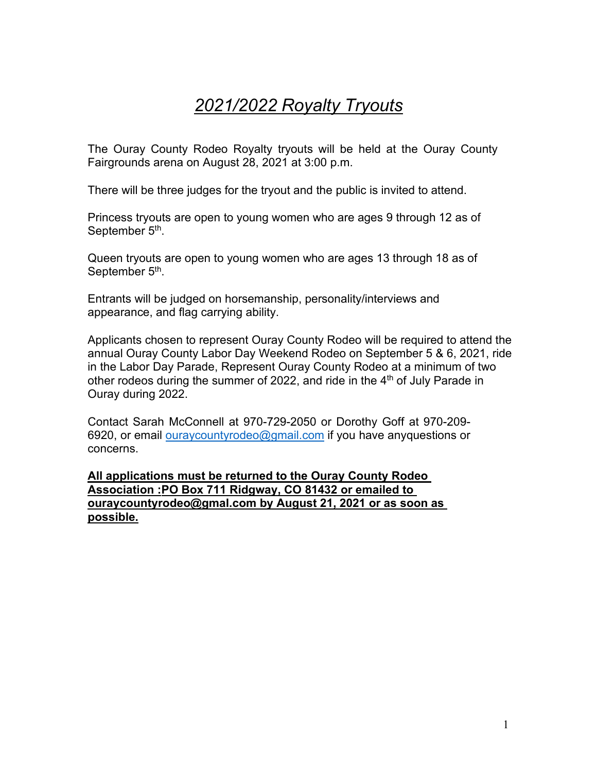# *2021/2022 Royalty Tryouts*

The Ouray County Rodeo Royalty tryouts will be held at the Ouray County Fairgrounds arena on August 28, 2021 at 3:00 p.m.

There will be three judges for the tryout and the public is invited to attend.

Princess tryouts are open to young women who are ages 9 through 12 as of September 5th.

Queen tryouts are open to young women who are ages 13 through 18 as of September 5th.

Entrants will be judged on horsemanship, personality/interviews and appearance, and flag carrying ability.

Applicants chosen to represent Ouray County Rodeo will be required to attend the annual Ouray County Labor Day Weekend Rodeo on September 5 & 6, 2021, ride in the Labor Day Parade, Represent Ouray County Rodeo at a minimum of two other rodeos during the summer of 2022, and ride in the 4th of July Parade in Ouray during 2022.

Contact Sarah McConnell at 970-729-2050 or Dorothy Goff at 970-209-6920, or email ouraycountyrodeo@gmail.com if you have anyquestions or concerns.

**All applications must be returned to the Ouray County Rodeo Association :PO Box 711 Ridgway, CO 81432 or emailed to ouraycountyrodeo@gmal.com by August 21, 2021 or as soon as possible.**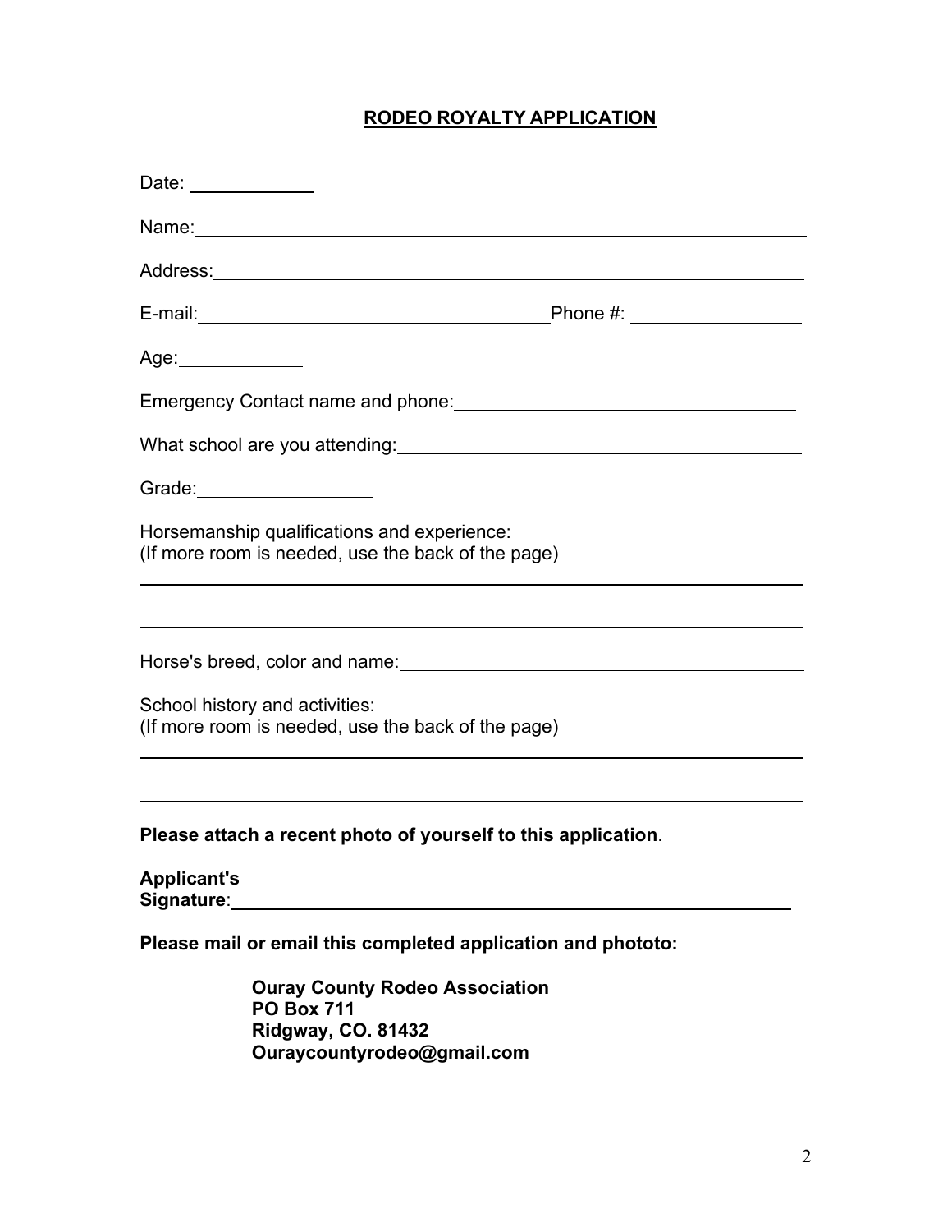# RODEO ROYALTY APPLICATION

Date: ____________

Name: ______________________________________________________________

Address: ____________________________________________________________

E-mail: ________________________________ Phone #: ________________

Age: ____________

Emergency Contact name and phone: ________________________________

What school are you attending: ______________________________________

Grade: _________________

Horsemanship qualifications and experience:
(If more room is needed, use the back of the page)

_____________________________________________________________________

_____________________________________________________________________

Horse's breed, color and name: ______________________________________

School history and activities:
(If more room is needed, use the back of the page)

_____________________________________________________________________

_____________________________________________________________________

**Please attach a recent photo of yourself to this application**.

**Applicant's Signature**: _________________________________________________

**Please mail or email this completed application and phototo:**

**Ouray County Rodeo Association**
**PO Box 711**
**Ridgway, CO. 81432**
**Ouraycountyrodeo@gmail.com**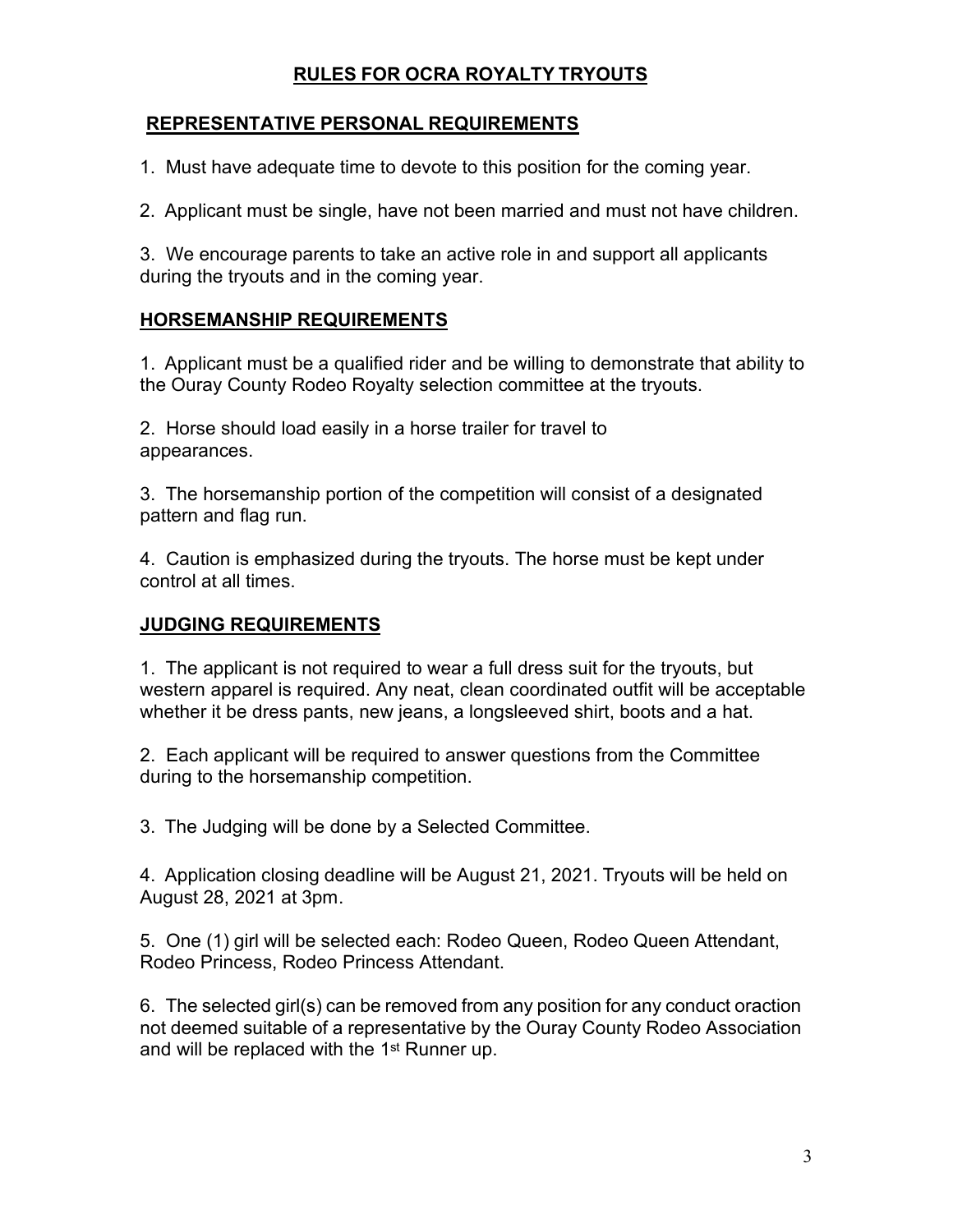# RULES FOR OCRA ROYALTY TRYOUTS

## REPRESENTATIVE PERSONAL REQUIREMENTS

1. Must have adequate time to devote to this position for the coming year.

2. Applicant must be single, have not been married and must not have children.

3. We encourage parents to take an active role in and support all applicants during the tryouts and in the coming year.

## HORSEMANSHIP REQUIREMENTS

1. Applicant must be a qualified rider and be willing to demonstrate that ability to the Ouray County Rodeo Royalty selection committee at the tryouts.

2. Horse should load easily in a horse trailer for travel to appearances.

3. The horsemanship portion of the competition will consist of a designated pattern and flag run.

4. Caution is emphasized during the tryouts. The horse must be kept under control at all times.

## JUDGING REQUIREMENTS

1. The applicant is not required to wear a full dress suit for the tryouts, but western apparel is required. Any neat, clean coordinated outfit will be acceptable whether it be dress pants, new jeans, a longsleeved shirt, boots and a hat.

2. Each applicant will be required to answer questions from the Committee during to the horsemanship competition.

3. The Judging will be done by a Selected Committee.

4. Application closing deadline will be August 21, 2021. Tryouts will be held on August 28, 2021 at 3pm.

5. One (1) girl will be selected each: Rodeo Queen, Rodeo Queen Attendant, Rodeo Princess, Rodeo Princess Attendant.

6. The selected girl(s) can be removed from any position for any conduct oraction not deemed suitable of a representative by the Ouray County Rodeo Association and will be replaced with the 1st Runner up.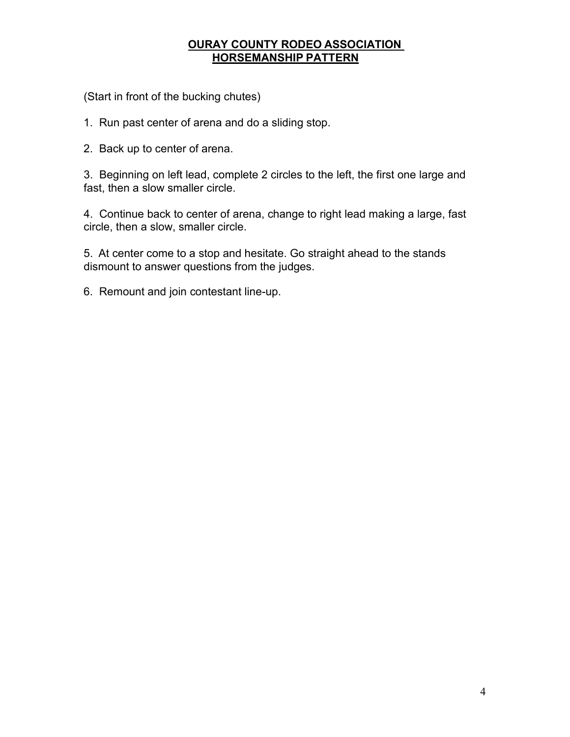# OURAY COUNTY RODEO ASSOCIATION
## HORSEMANSHIP PATTERN

(Start in front of the bucking chutes)

1. Run past center of arena and do a sliding stop.

2. Back up to center of arena.

3. Beginning on left lead, complete 2 circles to the left, the first one large and fast, then a slow smaller circle.

4. Continue back to center of arena, change to right lead making a large, fast circle, then a slow, smaller circle.

5. At center come to a stop and hesitate. Go straight ahead to the stands dismount to answer questions from the judges.

6. Remount and join contestant line-up.